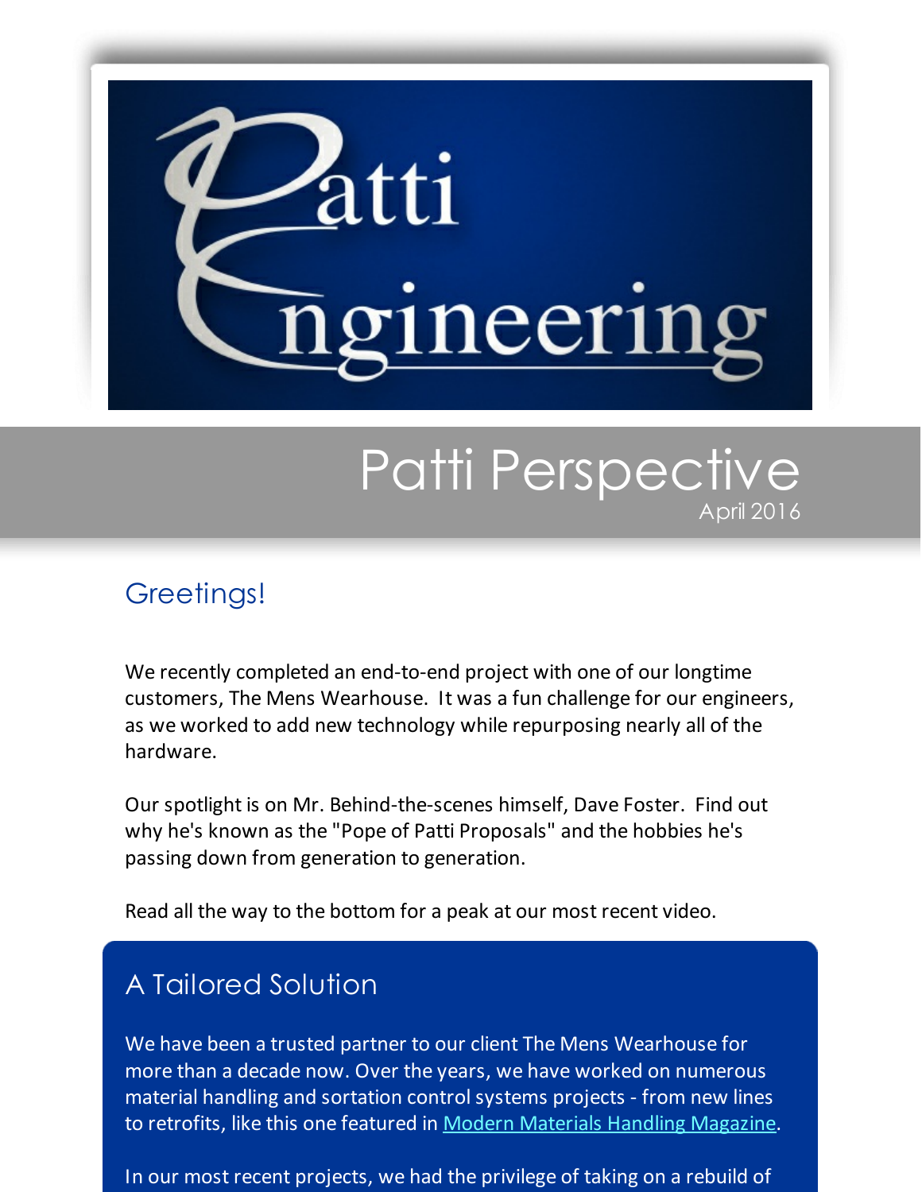# Patti Engineering

## Patti Perspective

April 2016

## Greetings!

We recently completed an end-to-end project with one of our longtime customers, The Mens Wearhouse. It was a fun challenge for our engineers, as we worked to add new technology while repurposing nearly all of the hardware.

Our spotlight is on Mr. Behind-the-scenes himself, Dave Foster. Find out why he's known as the "Pope of Patti Proposals" and the hobbies he's passing down from generation to generation.

Read all the way to the bottom for a peak at our most recent video.

## A Tailored Solution

We have been a trusted partner to our client The Mens Wearhouse for more than a decade now. Over the years, we have worked on numerous material handling and sortation control systems projects - from new lines to retrofits, like this one featured in [Modern Materials Handling Magazine](#).

In our most recent projects, we had the privilege of taking on a rebuild of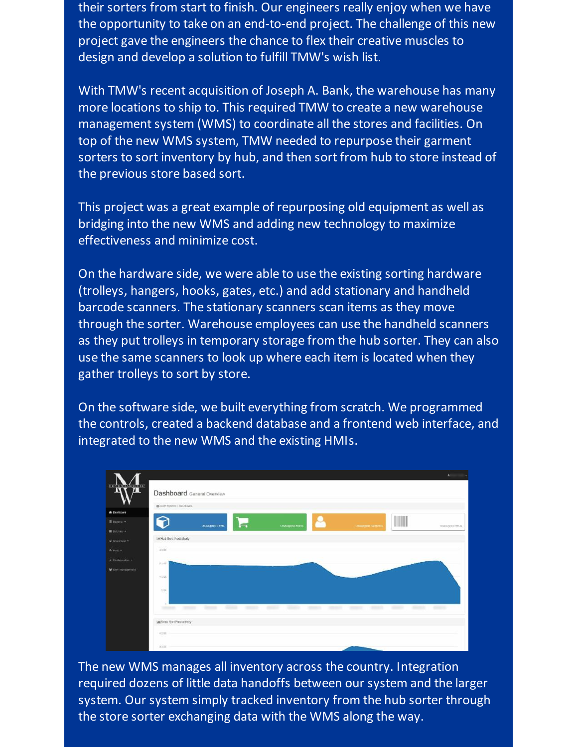their sorters from start to finish. Our engineers really enjoy when we have the opportunity to take on an end-to-end project. The challenge of this new project gave the engineers the chance to flex their creative muscles to design and develop a solution to fulfill TMW's wish list.

With TMW's recent acquisition of Joseph A. Bank, the warehouse has many more locations to ship to. This required TMW to create a new warehouse management system (WMS) to coordinate all the stores and facilities. On top of the new WMS system, TMW needed to repurpose their garment sorters to sort inventory by hub, and then sort from hub to store instead of the previous store based sort.

This project was a great example of repurposing old equipment as well as bridging into the new WMS and adding new technology to maximize effectiveness and minimize cost.

On the hardware side, we were able to use the existing sorting hardware (trolleys, hangers, hooks, gates, etc.) and add stationary and handheld barcode scanners. The stationary scanners scan items as they move through the sorter. Warehouse employees can use the handheld scanners as they put trolleys in temporary storage from the hub sorter. They can also use the same scanners to look up where each item is located when they gather trolleys to sort by store.

On the software side, we built everything from scratch. We programmed the controls, created a backend database and a frontend web interface, and integrated to the new WMS and the existing HMIs.

The new WMS manages all inventory across the country. Integration required dozens of little data handoffs between our system and the larger system. Our system simply tracked inventory from the hub sorter through the store sorter exchanging data with the WMS along the way.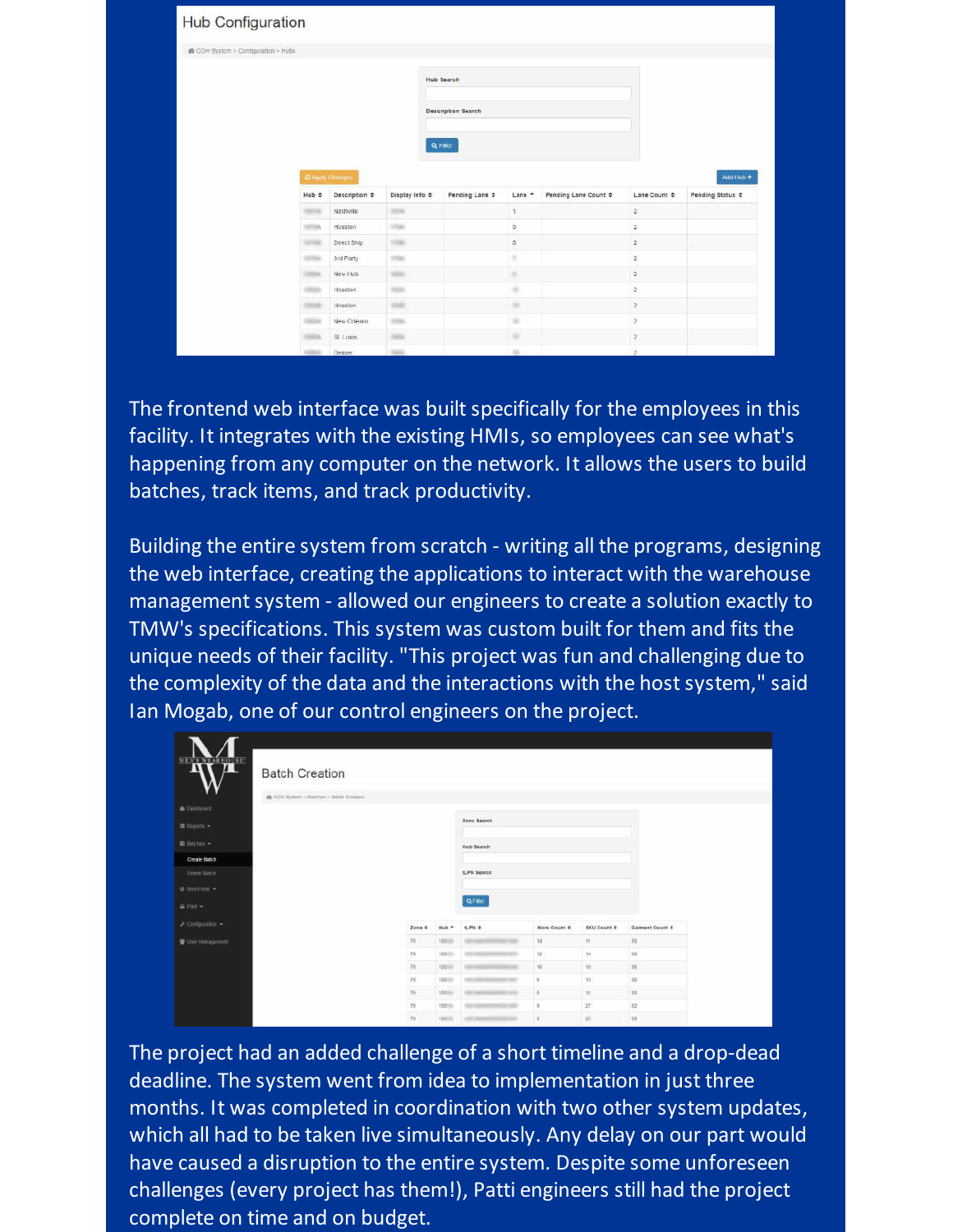The frontend web interface was built specifically for the employees in this facility. It integrates with the existing HMIs, so employees can see what's happening from any computer on the network. It allows the users to build batches, track items, and track productivity.

Building the entire system from scratch - writing all the programs, designing the web interface, creating the applications to interact with the warehouse management system - allowed our engineers to create a solution exactly to TMW's specifications. This system was custom built for them and fits the unique needs of their facility. "This project was fun and challenging due to the complexity of the data and the interactions with the host system," said Ian Mogab, one of our control engineers on the project.

The project had an added challenge of a short timeline and a drop-dead deadline. The system went from idea to implementation in just three months. It was completed in coordination with two other system updates, which all had to be taken live simultaneously. Any delay on our part would have caused a disruption to the entire system. Despite some unforeseen challenges (every project has them!), Patti engineers still had the project complete on time and on budget.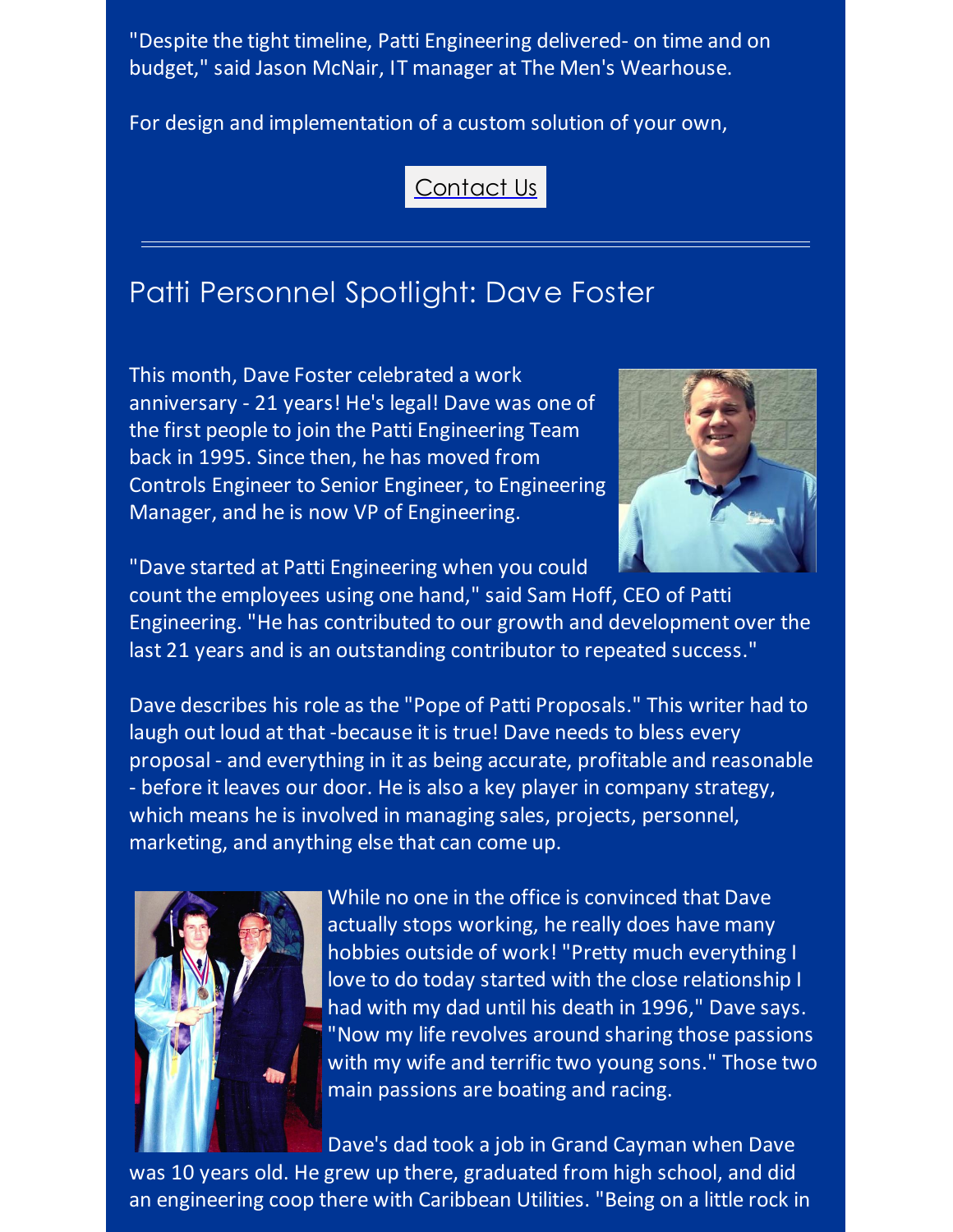"Despite the tight timeline, Patti Engineering delivered- on time and on budget," said Jason McNair, IT manager at The Men's Wearhouse.

For design and implementation of a custom solution of your own,

Contact Us

---

## Patti Personnel Spotlight: Dave Foster

This month, Dave Foster celebrated a work anniversary - 21 years! He's legal! Dave was one of the first people to join the Patti Engineering Team back in 1995. Since then, he has moved from Controls Engineer to Senior Engineer, to Engineering Manager, and he is now VP of Engineering.

"Dave started at Patti Engineering when you could count the employees using one hand," said Sam Hoff, CEO of Patti Engineering. "He has contributed to our growth and development over the last 21 years and is an outstanding contributor to repeated success."

Dave describes his role as the "Pope of Patti Proposals." This writer had to laugh out loud at that -because it is true! Dave needs to bless every proposal - and everything in it as being accurate, profitable and reasonable - before it leaves our door. He is also a key player in company strategy, which means he is involved in managing sales, projects, personnel, marketing, and anything else that can come up.

While no one in the office is convinced that Dave actually stops working, he really does have many hobbies outside of work! "Pretty much everything I love to do today started with the close relationship I had with my dad until his death in 1996," Dave says. "Now my life revolves around sharing those passions with my wife and terrific two young sons." Those two main passions are boating and racing.

Dave's dad took a job in Grand Cayman when Dave was 10 years old. He grew up there, graduated from high school, and did an engineering coop there with Caribbean Utilities. "Being on a little rock in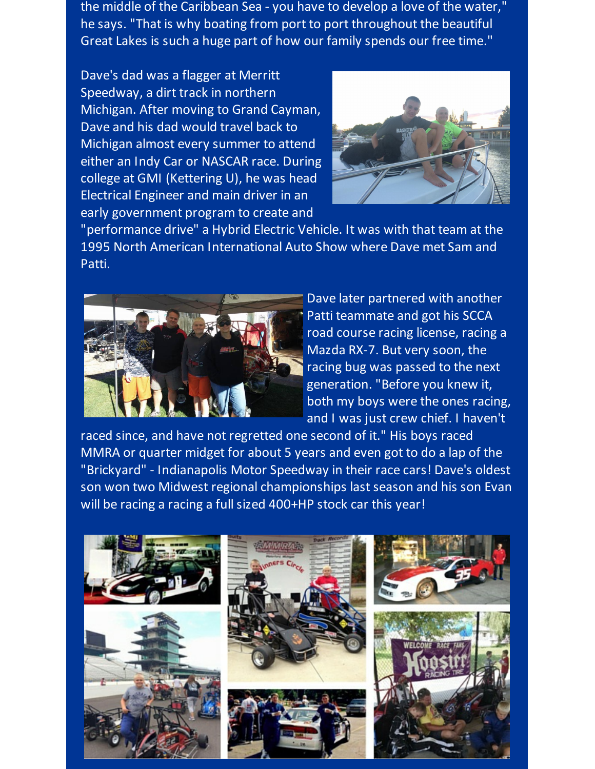the middle of the Caribbean Sea - you have to develop a love of the water," he says. "That is why boating from port to port throughout the beautiful Great Lakes is such a huge part of how our family spends our free time."

Dave's dad was a flagger at Merritt Speedway, a dirt track in northern Michigan. After moving to Grand Cayman, Dave and his dad would travel back to Michigan almost every summer to attend either an Indy Car or NASCAR race. During college at GMI (Kettering U), he was head Electrical Engineer and main driver in an early government program to create and "performance drive" a Hybrid Electric Vehicle. It was with that team at the 1995 North American International Auto Show where Dave met Sam and Patti.

Dave later partnered with another Patti teammate and got his SCCA road course racing license, racing a Mazda RX-7. But very soon, the racing bug was passed to the next generation. "Before you knew it, both my boys were the ones racing, and I was just crew chief. I haven't raced since, and have not regretted one second of it." His boys raced MMRA or quarter midget for about 5 years and even got to do a lap of the "Brickyard" - Indianapolis Motor Speedway in their race cars! Dave's oldest son won two Midwest regional championships last season and his son Evan will be racing a racing a full sized 400+HP stock car this year!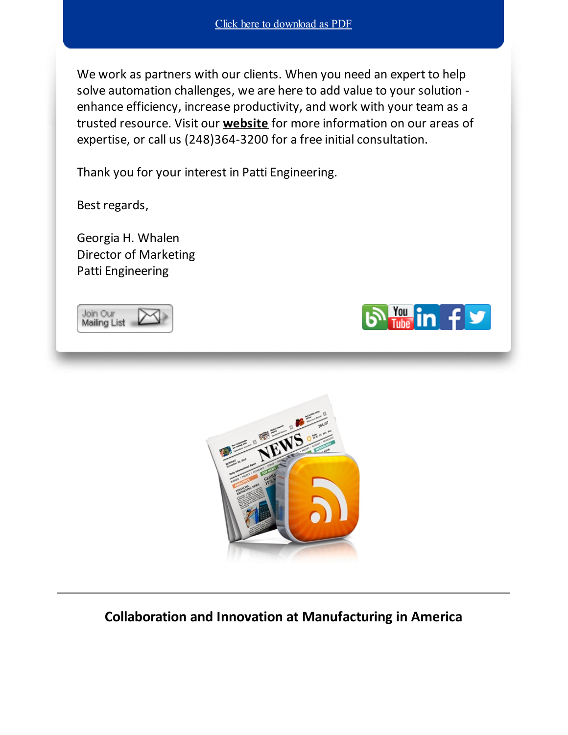Click here to download as PDF

We work as partners with our clients. When you need an expert to help solve automation challenges, we are here to add value to your solution - enhance efficiency, increase productivity, and work with your team as a trusted resource. Visit our **website** for more information on our areas of expertise, or call us (248)364-3200 for a free initial consultation.

Thank you for your interest in Patti Engineering.

Best regards,

Georgia H. Whalen
Director of Marketing
Patti Engineering

Join Our Mailing List

---

**Collaboration and Innovation at Manufacturing in America**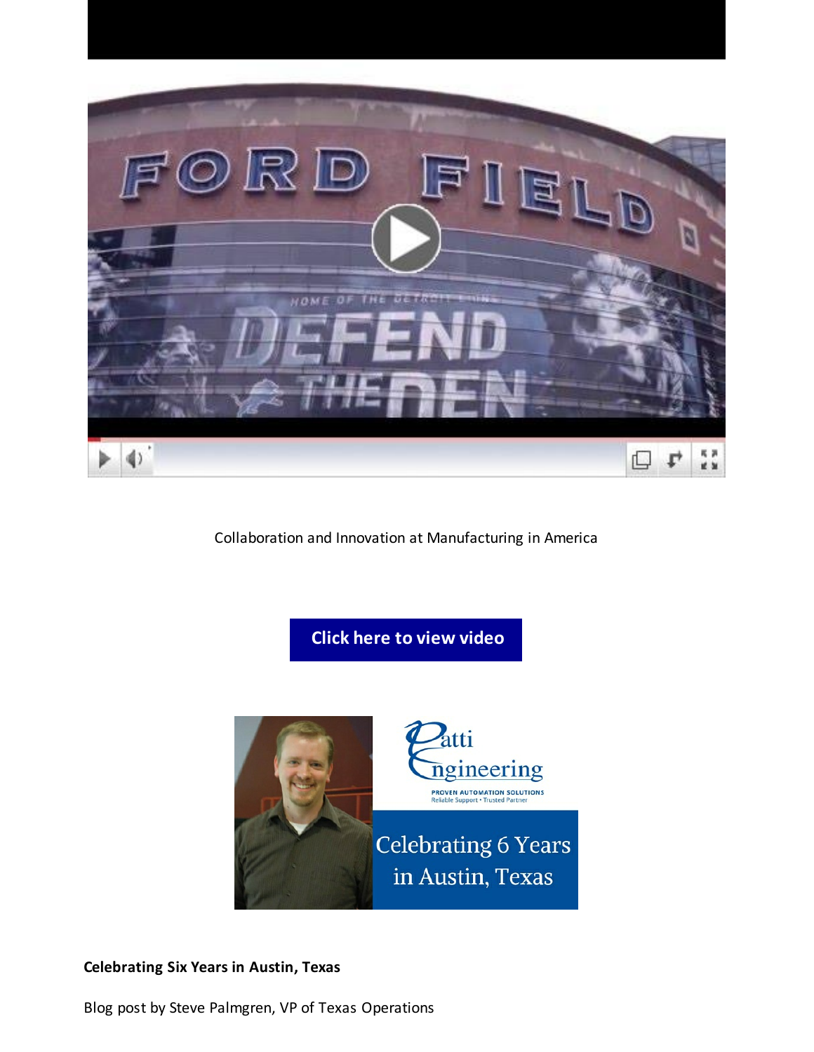Collaboration and Innovation at Manufacturing in America

Click here to view video

**Celebrating Six Years in Austin, Texas**

Blog post by Steve Palmgren, VP of Texas Operations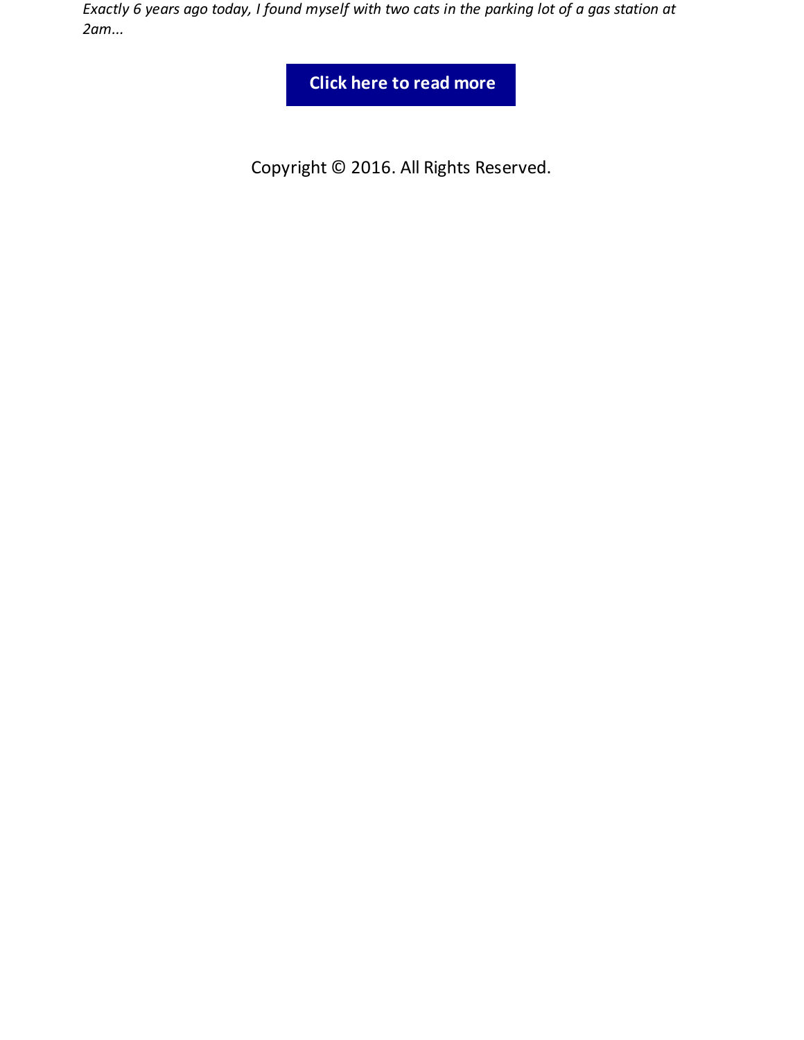*Exactly 6 years ago today, I found myself with two cats in the parking lot of a gas station at 2am...*

**Click here to read more**

Copyright © 2016. All Rights Reserved.